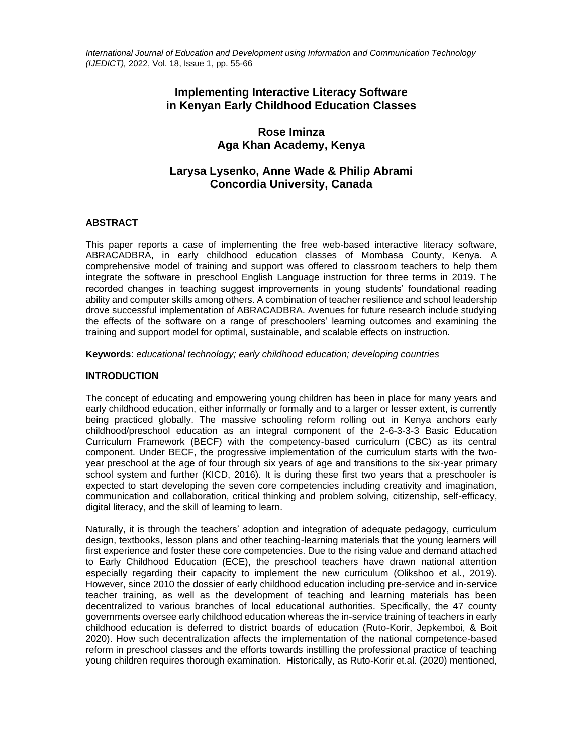# Implementing Interactive Literacy Software in Kenyan Early Childhood Education Classes

**Rose Iminza**
**Aga Khan Academy, Kenya**

**Larysa Lysenko, Anne Wade & Philip Abrami**
**Concordia University, Canada**

## ABSTRACT

This paper reports a case of implementing the free web-based interactive literacy software, ABRACADBRA, in early childhood education classes of Mombasa County, Kenya. A comprehensive model of training and support was offered to classroom teachers to help them integrate the software in preschool English Language instruction for three terms in 2019. The recorded changes in teaching suggest improvements in young students' foundational reading ability and computer skills among others. A combination of teacher resilience and school leadership drove successful implementation of ABRACADBRA. Avenues for future research include studying the effects of the software on a range of preschoolers' learning outcomes and examining the training and support model for optimal, sustainable, and scalable effects on instruction.

**Keywords**: *educational technology; early childhood education; developing countries*

## INTRODUCTION

The concept of educating and empowering young children has been in place for many years and early childhood education, either informally or formally and to a larger or lesser extent, is currently being practiced globally. The massive schooling reform rolling out in Kenya anchors early childhood/preschool education as an integral component of the 2-6-3-3-3 Basic Education Curriculum Framework (BECF) with the competency-based curriculum (CBC) as its central component. Under BECF, the progressive implementation of the curriculum starts with the two-year preschool at the age of four through six years of age and transitions to the six-year primary school system and further (KICD, 2016). It is during these first two years that a preschooler is expected to start developing the seven core competencies including creativity and imagination, communication and collaboration, critical thinking and problem solving, citizenship, self-efficacy, digital literacy, and the skill of learning to learn.

Naturally, it is through the teachers' adoption and integration of adequate pedagogy, curriculum design, textbooks, lesson plans and other teaching-learning materials that the young learners will first experience and foster these core competencies. Due to the rising value and demand attached to Early Childhood Education (ECE), the preschool teachers have drawn national attention especially regarding their capacity to implement the new curriculum (Olikshoo et al., 2019). However, since 2010 the dossier of early childhood education including pre-service and in-service teacher training, as well as the development of teaching and learning materials has been decentralized to various branches of local educational authorities. Specifically, the 47 county governments oversee early childhood education whereas the in-service training of teachers in early childhood education is deferred to district boards of education (Ruto-Korir, Jepkemboi, & Boit 2020). How such decentralization affects the implementation of the national competence-based reform in preschool classes and the efforts towards instilling the professional practice of teaching young children requires thorough examination. Historically, as Ruto-Korir et.al. (2020) mentioned,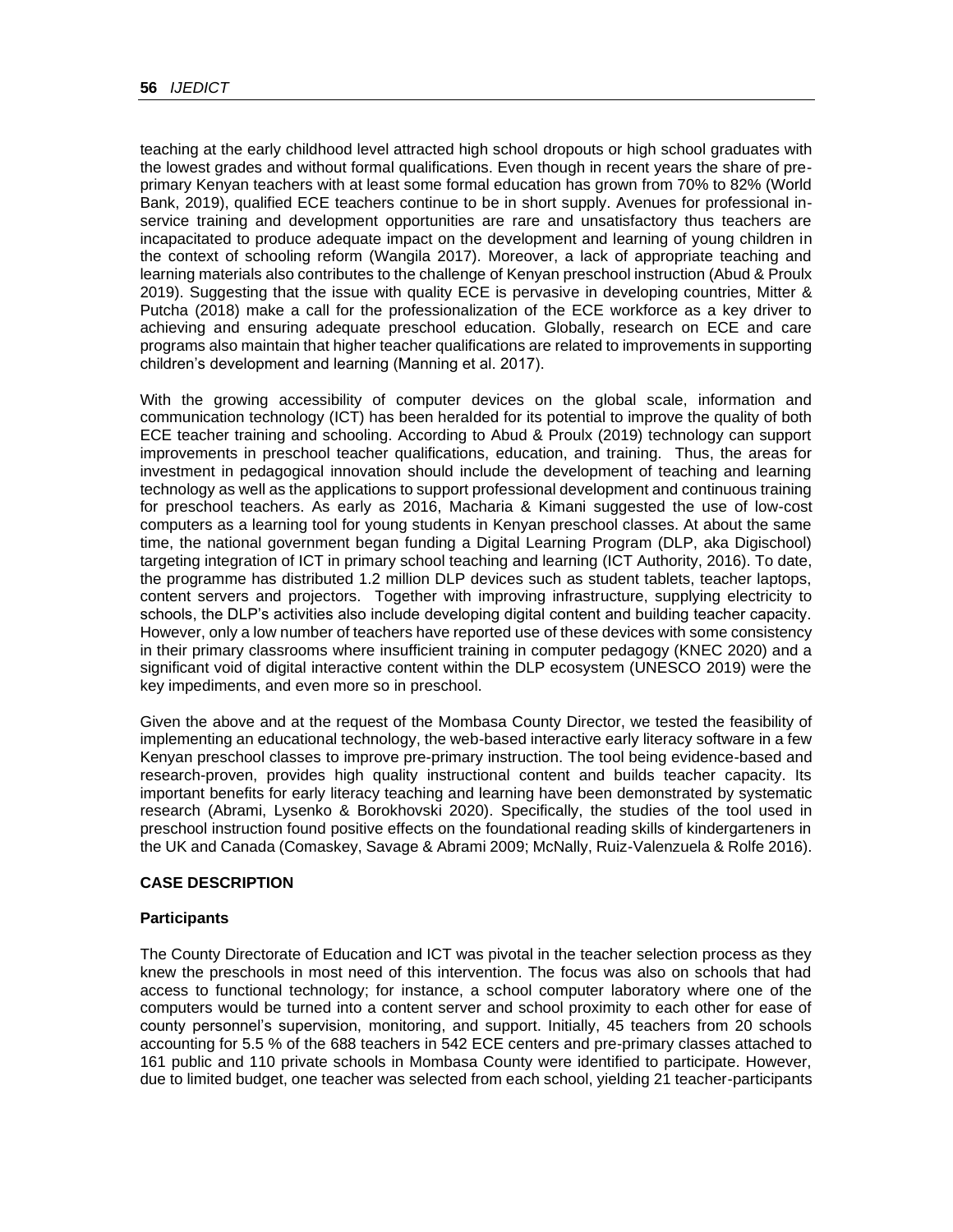teaching at the early childhood level attracted high school dropouts or high school graduates with the lowest grades and without formal qualifications. Even though in recent years the share of pre-primary Kenyan teachers with at least some formal education has grown from 70% to 82% (World Bank, 2019), qualified ECE teachers continue to be in short supply. Avenues for professional in-service training and development opportunities are rare and unsatisfactory thus teachers are incapacitated to produce adequate impact on the development and learning of young children in the context of schooling reform (Wangila 2017). Moreover, a lack of appropriate teaching and learning materials also contributes to the challenge of Kenyan preschool instruction (Abud & Proulx 2019). Suggesting that the issue with quality ECE is pervasive in developing countries, Mitter & Putcha (2018) make a call for the professionalization of the ECE workforce as a key driver to achieving and ensuring adequate preschool education. Globally, research on ECE and care programs also maintain that higher teacher qualifications are related to improvements in supporting children's development and learning (Manning et al. 2017).

With the growing accessibility of computer devices on the global scale, information and communication technology (ICT) has been heralded for its potential to improve the quality of both ECE teacher training and schooling. According to Abud & Proulx (2019) technology can support improvements in preschool teacher qualifications, education, and training. Thus, the areas for investment in pedagogical innovation should include the development of teaching and learning technology as well as the applications to support professional development and continuous training for preschool teachers. As early as 2016, Macharia & Kimani suggested the use of low-cost computers as a learning tool for young students in Kenyan preschool classes. At about the same time, the national government began funding a Digital Learning Program (DLP, aka Digischool) targeting integration of ICT in primary school teaching and learning (ICT Authority, 2016). To date, the programme has distributed 1.2 million DLP devices such as student tablets, teacher laptops, content servers and projectors. Together with improving infrastructure, supplying electricity to schools, the DLP's activities also include developing digital content and building teacher capacity. However, only a low number of teachers have reported use of these devices with some consistency in their primary classrooms where insufficient training in computer pedagogy (KNEC 2020) and a significant void of digital interactive content within the DLP ecosystem (UNESCO 2019) were the key impediments, and even more so in preschool.

Given the above and at the request of the Mombasa County Director, we tested the feasibility of implementing an educational technology, the web-based interactive early literacy software in a few Kenyan preschool classes to improve pre-primary instruction. The tool being evidence-based and research-proven, provides high quality instructional content and builds teacher capacity. Its important benefits for early literacy teaching and learning have been demonstrated by systematic research (Abrami, Lysenko & Borokhovski 2020). Specifically, the studies of the tool used in preschool instruction found positive effects on the foundational reading skills of kindergarteners in the UK and Canada (Comaskey, Savage & Abrami 2009; McNally, Ruiz-Valenzuela & Rolfe 2016).

## CASE DESCRIPTION

### Participants

The County Directorate of Education and ICT was pivotal in the teacher selection process as they knew the preschools in most need of this intervention. The focus was also on schools that had access to functional technology; for instance, a school computer laboratory where one of the computers would be turned into a content server and school proximity to each other for ease of county personnel's supervision, monitoring, and support. Initially, 45 teachers from 20 schools accounting for 5.5 % of the 688 teachers in 542 ECE centers and pre-primary classes attached to 161 public and 110 private schools in Mombasa County were identified to participate. However, due to limited budget, one teacher was selected from each school, yielding 21 teacher-participants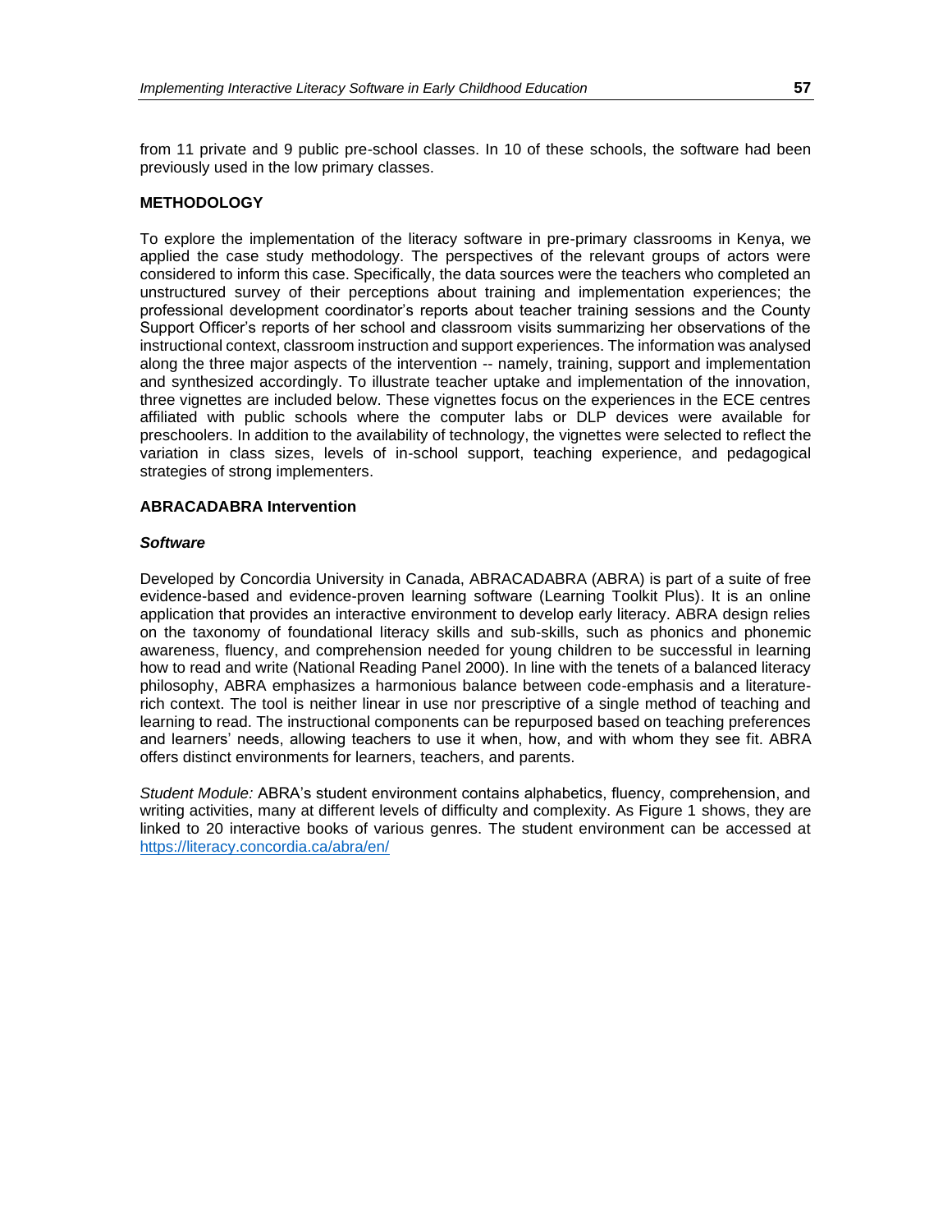from 11 private and 9 public pre-school classes. In 10 of these schools, the software had been previously used in the low primary classes.

## METHODOLOGY

To explore the implementation of the literacy software in pre-primary classrooms in Kenya, we applied the case study methodology. The perspectives of the relevant groups of actors were considered to inform this case. Specifically, the data sources were the teachers who completed an unstructured survey of their perceptions about training and implementation experiences; the professional development coordinator's reports about teacher training sessions and the County Support Officer's reports of her school and classroom visits summarizing her observations of the instructional context, classroom instruction and support experiences. The information was analysed along the three major aspects of the intervention -- namely, training, support and implementation and synthesized accordingly. To illustrate teacher uptake and implementation of the innovation, three vignettes are included below. These vignettes focus on the experiences in the ECE centres affiliated with public schools where the computer labs or DLP devices were available for preschoolers. In addition to the availability of technology, the vignettes were selected to reflect the variation in class sizes, levels of in-school support, teaching experience, and pedagogical strategies of strong implementers.

## ABRACADABRA Intervention

### *Software*

Developed by Concordia University in Canada, ABRACADABRA (ABRA) is part of a suite of free evidence-based and evidence-proven learning software (Learning Toolkit Plus). It is an online application that provides an interactive environment to develop early literacy. ABRA design relies on the taxonomy of foundational literacy skills and sub-skills, such as phonics and phonemic awareness, fluency, and comprehension needed for young children to be successful in learning how to read and write (National Reading Panel 2000). In line with the tenets of a balanced literacy philosophy, ABRA emphasizes a harmonious balance between code-emphasis and a literature-rich context. The tool is neither linear in use nor prescriptive of a single method of teaching and learning to read. The instructional components can be repurposed based on teaching preferences and learners' needs, allowing teachers to use it when, how, and with whom they see fit. ABRA offers distinct environments for learners, teachers, and parents.

*Student Module:* ABRA's student environment contains alphabetics, fluency, comprehension, and writing activities, many at different levels of difficulty and complexity. As Figure 1 shows, they are linked to 20 interactive books of various genres. The student environment can be accessed at https://literacy.concordia.ca/abra/en/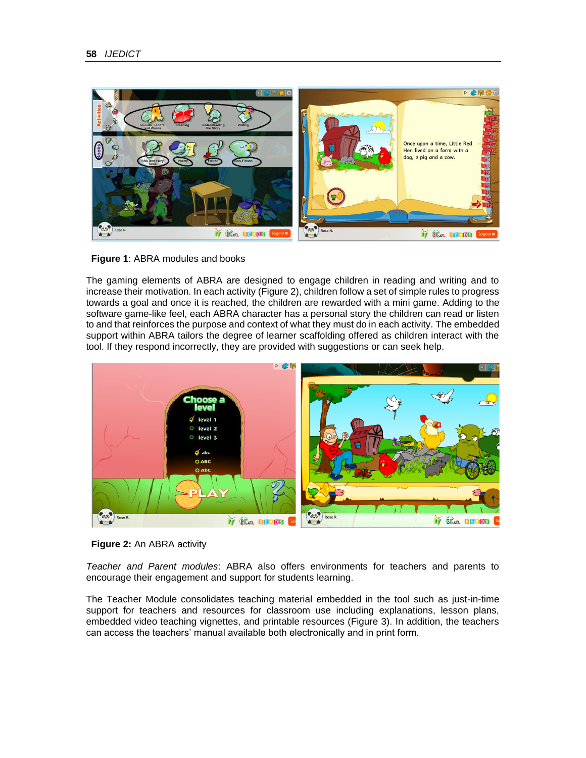**Figure 1**: ABRA modules and books

The gaming elements of ABRA are designed to engage children in reading and writing and to increase their motivation. In each activity (Figure 2), children follow a set of simple rules to progress towards a goal and once it is reached, the children are rewarded with a mini game. Adding to the software game-like feel, each ABRA character has a personal story the children can read or listen to and that reinforces the purpose and context of what they must do in each activity. The embedded support within ABRA tailors the degree of learner scaffolding offered as children interact with the tool. If they respond incorrectly, they are provided with suggestions or can seek help.

**Figure 2:** An ABRA activity

*Teacher and Parent modules*: ABRA also offers environments for teachers and parents to encourage their engagement and support for students learning.

The Teacher Module consolidates teaching material embedded in the tool such as just-in-time support for teachers and resources for classroom use including explanations, lesson plans, embedded video teaching vignettes, and printable resources (Figure 3). In addition, the teachers can access the teachers' manual available both electronically and in print form.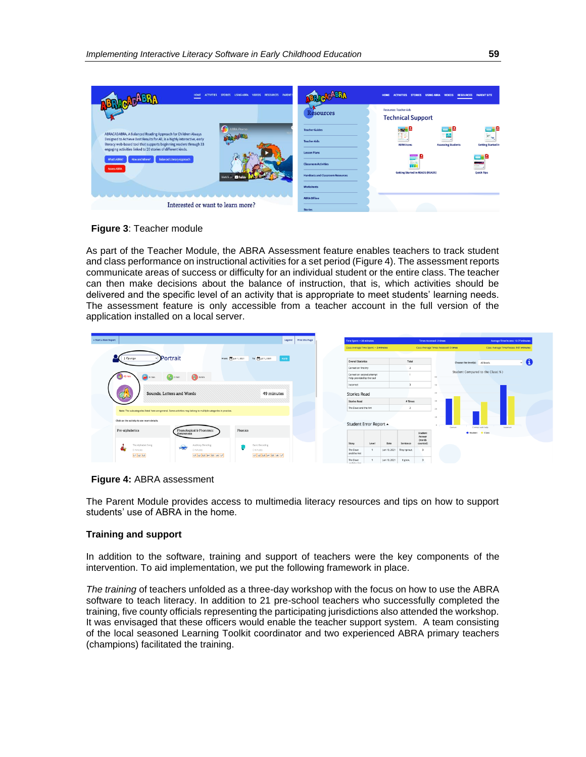**Figure 3**: Teacher module

As part of the Teacher Module, the ABRA Assessment feature enables teachers to track student and class performance on instructional activities for a set period (Figure 4). The assessment reports communicate areas of success or difficulty for an individual student or the entire class. The teacher can then make decisions about the balance of instruction, that is, which activities should be delivered and the specific level of an activity that is appropriate to meet students' learning needs. The assessment feature is only accessible from a teacher account in the full version of the application installed on a local server.

**Figure 4:** ABRA assessment

The Parent Module provides access to multimedia literacy resources and tips on how to support students' use of ABRA in the home.

**Training and support**

In addition to the software, training and support of teachers were the key components of the intervention. To aid implementation, we put the following framework in place.

*The training* of teachers unfolded as a three-day workshop with the focus on how to use the ABRA software to teach literacy. In addition to 21 pre-school teachers who successfully completed the training, five county officials representing the participating jurisdictions also attended the workshop. It was envisaged that these officers would enable the teacher support system. A team consisting of the local seasoned Learning Toolkit coordinator and two experienced ABRA primary teachers (champions) facilitated the training.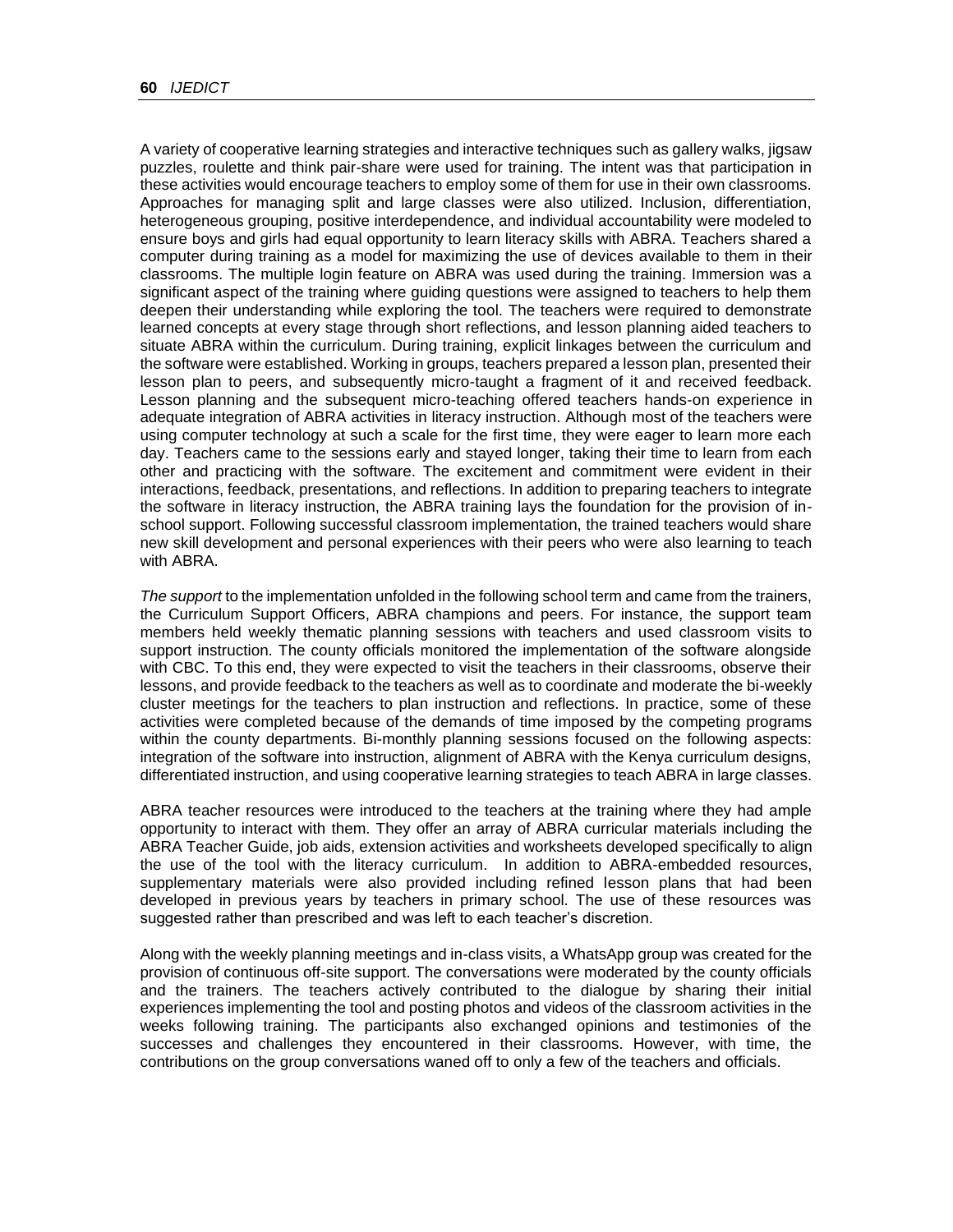A variety of cooperative learning strategies and interactive techniques such as gallery walks, jigsaw puzzles, roulette and think pair-share were used for training. The intent was that participation in these activities would encourage teachers to employ some of them for use in their own classrooms. Approaches for managing split and large classes were also utilized. Inclusion, differentiation, heterogeneous grouping, positive interdependence, and individual accountability were modeled to ensure boys and girls had equal opportunity to learn literacy skills with ABRA. Teachers shared a computer during training as a model for maximizing the use of devices available to them in their classrooms. The multiple login feature on ABRA was used during the training. Immersion was a significant aspect of the training where guiding questions were assigned to teachers to help them deepen their understanding while exploring the tool. The teachers were required to demonstrate learned concepts at every stage through short reflections, and lesson planning aided teachers to situate ABRA within the curriculum. During training, explicit linkages between the curriculum and the software were established. Working in groups, teachers prepared a lesson plan, presented their lesson plan to peers, and subsequently micro-taught a fragment of it and received feedback. Lesson planning and the subsequent micro-teaching offered teachers hands-on experience in adequate integration of ABRA activities in literacy instruction. Although most of the teachers were using computer technology at such a scale for the first time, they were eager to learn more each day. Teachers came to the sessions early and stayed longer, taking their time to learn from each other and practicing with the software. The excitement and commitment were evident in their interactions, feedback, presentations, and reflections. In addition to preparing teachers to integrate the software in literacy instruction, the ABRA training lays the foundation for the provision of in-school support. Following successful classroom implementation, the trained teachers would share new skill development and personal experiences with their peers who were also learning to teach with ABRA.

*The support* to the implementation unfolded in the following school term and came from the trainers, the Curriculum Support Officers, ABRA champions and peers. For instance, the support team members held weekly thematic planning sessions with teachers and used classroom visits to support instruction. The county officials monitored the implementation of the software alongside with CBC. To this end, they were expected to visit the teachers in their classrooms, observe their lessons, and provide feedback to the teachers as well as to coordinate and moderate the bi-weekly cluster meetings for the teachers to plan instruction and reflections. In practice, some of these activities were completed because of the demands of time imposed by the competing programs within the county departments. Bi-monthly planning sessions focused on the following aspects: integration of the software into instruction, alignment of ABRA with the Kenya curriculum designs, differentiated instruction, and using cooperative learning strategies to teach ABRA in large classes.

ABRA teacher resources were introduced to the teachers at the training where they had ample opportunity to interact with them. They offer an array of ABRA curricular materials including the ABRA Teacher Guide, job aids, extension activities and worksheets developed specifically to align the use of the tool with the literacy curriculum. In addition to ABRA-embedded resources, supplementary materials were also provided including refined lesson plans that had been developed in previous years by teachers in primary school. The use of these resources was suggested rather than prescribed and was left to each teacher's discretion.

Along with the weekly planning meetings and in-class visits, a WhatsApp group was created for the provision of continuous off-site support. The conversations were moderated by the county officials and the trainers. The teachers actively contributed to the dialogue by sharing their initial experiences implementing the tool and posting photos and videos of the classroom activities in the weeks following training. The participants also exchanged opinions and testimonies of the successes and challenges they encountered in their classrooms. However, with time, the contributions on the group conversations waned off to only a few of the teachers and officials.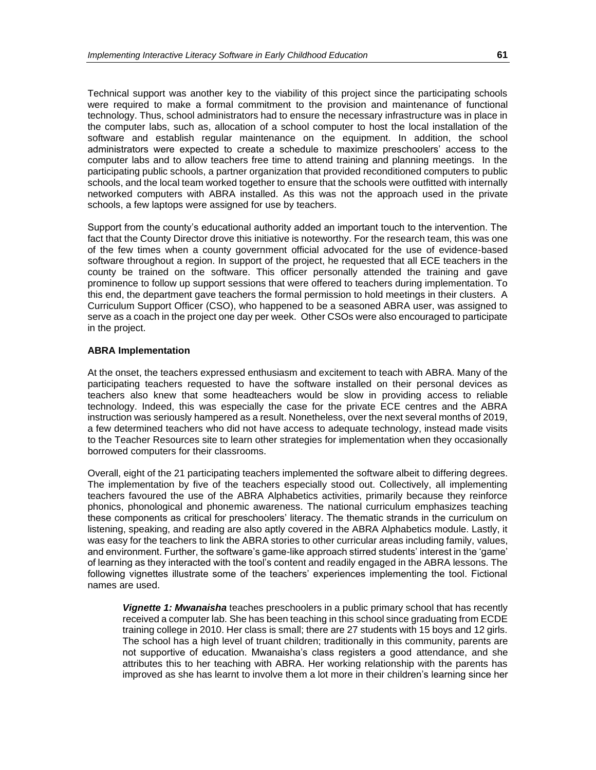Technical support was another key to the viability of this project since the participating schools were required to make a formal commitment to the provision and maintenance of functional technology. Thus, school administrators had to ensure the necessary infrastructure was in place in the computer labs, such as, allocation of a school computer to host the local installation of the software and establish regular maintenance on the equipment. In addition, the school administrators were expected to create a schedule to maximize preschoolers' access to the computer labs and to allow teachers free time to attend training and planning meetings. In the participating public schools, a partner organization that provided reconditioned computers to public schools, and the local team worked together to ensure that the schools were outfitted with internally networked computers with ABRA installed. As this was not the approach used in the private schools, a few laptops were assigned for use by teachers.

Support from the county's educational authority added an important touch to the intervention. The fact that the County Director drove this initiative is noteworthy. For the research team, this was one of the few times when a county government official advocated for the use of evidence-based software throughout a region. In support of the project, he requested that all ECE teachers in the county be trained on the software. This officer personally attended the training and gave prominence to follow up support sessions that were offered to teachers during implementation. To this end, the department gave teachers the formal permission to hold meetings in their clusters. A Curriculum Support Officer (CSO), who happened to be a seasoned ABRA user, was assigned to serve as a coach in the project one day per week. Other CSOs were also encouraged to participate in the project.

**ABRA Implementation**

At the onset, the teachers expressed enthusiasm and excitement to teach with ABRA. Many of the participating teachers requested to have the software installed on their personal devices as teachers also knew that some headteachers would be slow in providing access to reliable technology. Indeed, this was especially the case for the private ECE centres and the ABRA instruction was seriously hampered as a result. Nonetheless, over the next several months of 2019, a few determined teachers who did not have access to adequate technology, instead made visits to the Teacher Resources site to learn other strategies for implementation when they occasionally borrowed computers for their classrooms.

Overall, eight of the 21 participating teachers implemented the software albeit to differing degrees. The implementation by five of the teachers especially stood out. Collectively, all implementing teachers favoured the use of the ABRA Alphabetics activities, primarily because they reinforce phonics, phonological and phonemic awareness. The national curriculum emphasizes teaching these components as critical for preschoolers' literacy. The thematic strands in the curriculum on listening, speaking, and reading are also aptly covered in the ABRA Alphabetics module. Lastly, it was easy for the teachers to link the ABRA stories to other curricular areas including family, values, and environment. Further, the software's game-like approach stirred students' interest in the 'game' of learning as they interacted with the tool's content and readily engaged in the ABRA lessons. The following vignettes illustrate some of the teachers' experiences implementing the tool. Fictional names are used.

> ***Vignette 1: Mwanaisha*** teaches preschoolers in a public primary school that has recently received a computer lab. She has been teaching in this school since graduating from ECDE training college in 2010. Her class is small; there are 27 students with 15 boys and 12 girls. The school has a high level of truant children; traditionally in this community, parents are not supportive of education. Mwanaisha's class registers a good attendance, and she attributes this to her teaching with ABRA. Her working relationship with the parents has improved as she has learnt to involve them a lot more in their children's learning since her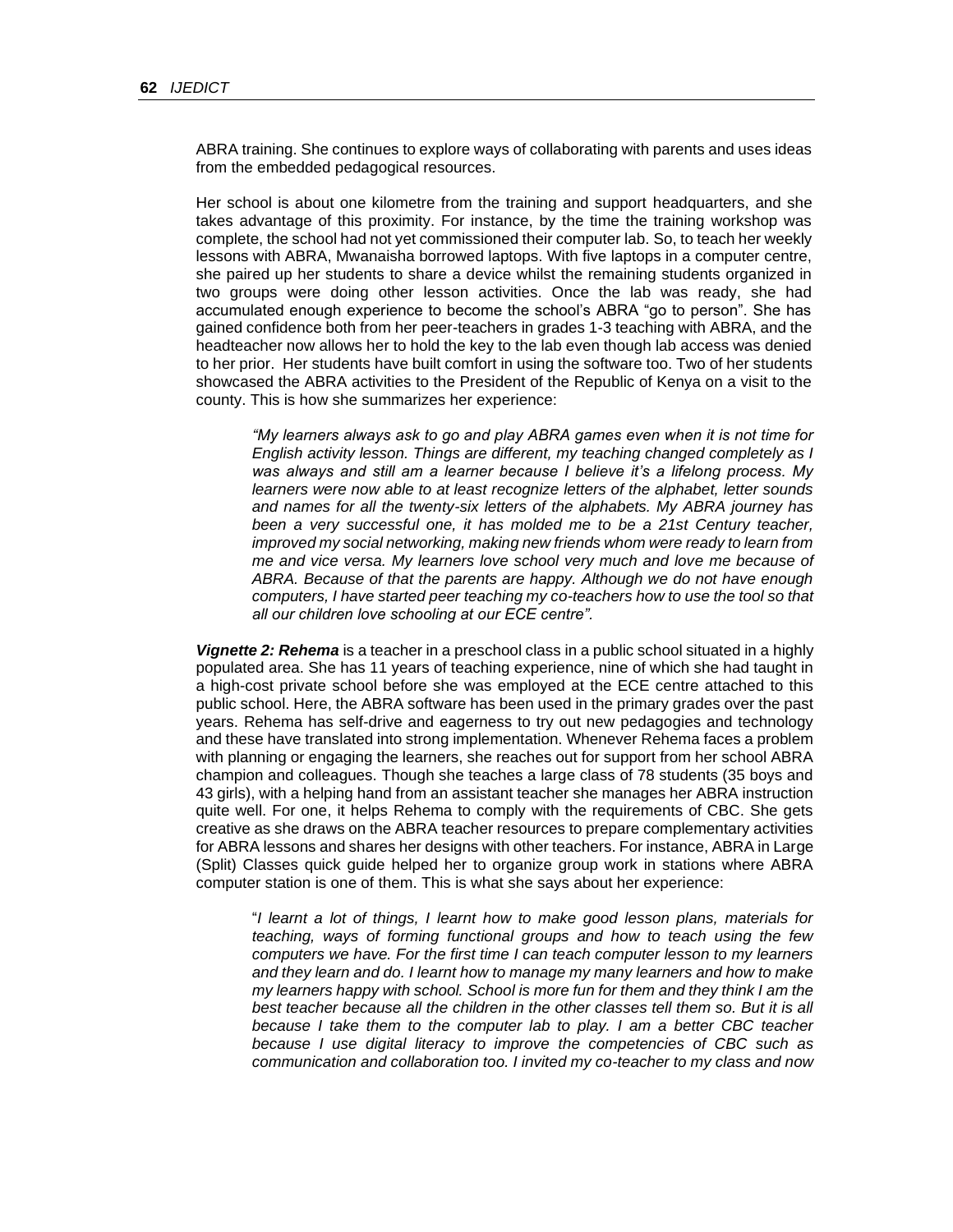ABRA training. She continues to explore ways of collaborating with parents and uses ideas from the embedded pedagogical resources.

Her school is about one kilometre from the training and support headquarters, and she takes advantage of this proximity. For instance, by the time the training workshop was complete, the school had not yet commissioned their computer lab. So, to teach her weekly lessons with ABRA, Mwanaisha borrowed laptops. With five laptops in a computer centre, she paired up her students to share a device whilst the remaining students organized in two groups were doing other lesson activities. Once the lab was ready, she had accumulated enough experience to become the school's ABRA "go to person". She has gained confidence both from her peer-teachers in grades 1-3 teaching with ABRA, and the headteacher now allows her to hold the key to the lab even though lab access was denied to her prior. Her students have built comfort in using the software too. Two of her students showcased the ABRA activities to the President of the Republic of Kenya on a visit to the county. This is how she summarizes her experience:

> *"My learners always ask to go and play ABRA games even when it is not time for English activity lesson. Things are different, my teaching changed completely as I was always and still am a learner because I believe it's a lifelong process. My learners were now able to at least recognize letters of the alphabet, letter sounds and names for all the twenty-six letters of the alphabets. My ABRA journey has been a very successful one, it has molded me to be a 21st Century teacher, improved my social networking, making new friends whom were ready to learn from me and vice versa. My learners love school very much and love me because of ABRA. Because of that the parents are happy. Although we do not have enough computers, I have started peer teaching my co-teachers how to use the tool so that all our children love schooling at our ECE centre".*

***Vignette 2: Rehema*** is a teacher in a preschool class in a public school situated in a highly populated area. She has 11 years of teaching experience, nine of which she had taught in a high-cost private school before she was employed at the ECE centre attached to this public school. Here, the ABRA software has been used in the primary grades over the past years. Rehema has self-drive and eagerness to try out new pedagogies and technology and these have translated into strong implementation. Whenever Rehema faces a problem with planning or engaging the learners, she reaches out for support from her school ABRA champion and colleagues. Though she teaches a large class of 78 students (35 boys and 43 girls), with a helping hand from an assistant teacher she manages her ABRA instruction quite well. For one, it helps Rehema to comply with the requirements of CBC. She gets creative as she draws on the ABRA teacher resources to prepare complementary activities for ABRA lessons and shares her designs with other teachers. For instance, ABRA in Large (Split) Classes quick guide helped her to organize group work in stations where ABRA computer station is one of them. This is what she says about her experience:

> "*I learnt a lot of things, I learnt how to make good lesson plans, materials for teaching, ways of forming functional groups and how to teach using the few computers we have. For the first time I can teach computer lesson to my learners and they learn and do. I learnt how to manage my many learners and how to make my learners happy with school. School is more fun for them and they think I am the best teacher because all the children in the other classes tell them so. But it is all because I take them to the computer lab to play. I am a better CBC teacher because I use digital literacy to improve the competencies of CBC such as communication and collaboration too. I invited my co-teacher to my class and now*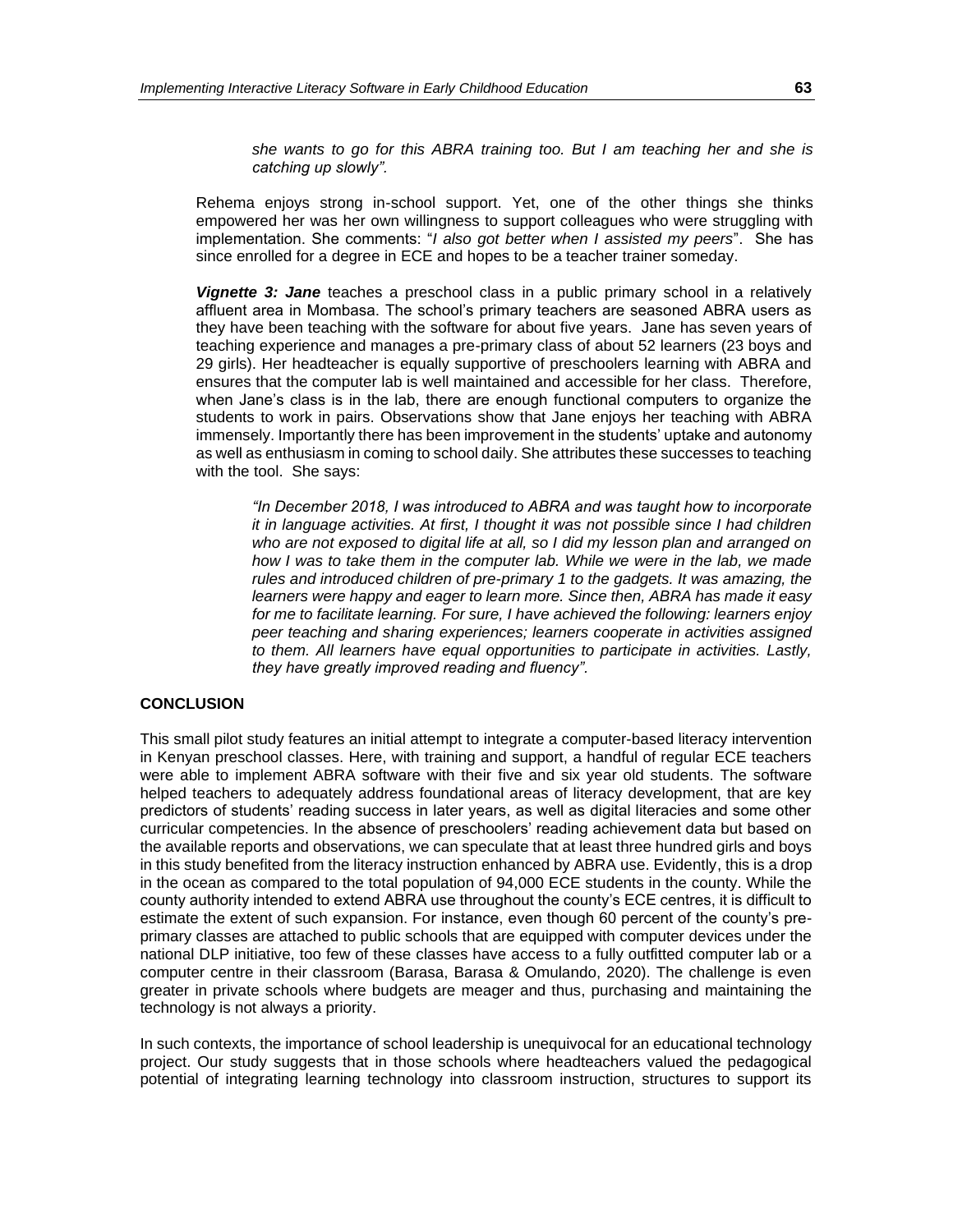> *she wants to go for this ABRA training too. But I am teaching her and she is catching up slowly".*

Rehema enjoys strong in-school support. Yet, one of the other things she thinks empowered her was her own willingness to support colleagues who were struggling with implementation. She comments: "*I also got better when I assisted my peers*". She has since enrolled for a degree in ECE and hopes to be a teacher trainer someday.

***Vignette 3: Jane*** teaches a preschool class in a public primary school in a relatively affluent area in Mombasa. The school's primary teachers are seasoned ABRA users as they have been teaching with the software for about five years. Jane has seven years of teaching experience and manages a pre-primary class of about 52 learners (23 boys and 29 girls). Her headteacher is equally supportive of preschoolers learning with ABRA and ensures that the computer lab is well maintained and accessible for her class. Therefore, when Jane's class is in the lab, there are enough functional computers to organize the students to work in pairs. Observations show that Jane enjoys her teaching with ABRA immensely. Importantly there has been improvement in the students' uptake and autonomy as well as enthusiasm in coming to school daily. She attributes these successes to teaching with the tool. She says:

> *"In December 2018, I was introduced to ABRA and was taught how to incorporate it in language activities. At first, I thought it was not possible since I had children who are not exposed to digital life at all, so I did my lesson plan and arranged on how I was to take them in the computer lab. While we were in the lab, we made rules and introduced children of pre-primary 1 to the gadgets. It was amazing, the learners were happy and eager to learn more. Since then, ABRA has made it easy for me to facilitate learning. For sure, I have achieved the following: learners enjoy peer teaching and sharing experiences; learners cooperate in activities assigned to them. All learners have equal opportunities to participate in activities. Lastly, they have greatly improved reading and fluency".*

## CONCLUSION

This small pilot study features an initial attempt to integrate a computer-based literacy intervention in Kenyan preschool classes. Here, with training and support, a handful of regular ECE teachers were able to implement ABRA software with their five and six year old students. The software helped teachers to adequately address foundational areas of literacy development, that are key predictors of students' reading success in later years, as well as digital literacies and some other curricular competencies. In the absence of preschoolers' reading achievement data but based on the available reports and observations, we can speculate that at least three hundred girls and boys in this study benefited from the literacy instruction enhanced by ABRA use. Evidently, this is a drop in the ocean as compared to the total population of 94,000 ECE students in the county. While the county authority intended to extend ABRA use throughout the county's ECE centres, it is difficult to estimate the extent of such expansion. For instance, even though 60 percent of the county's pre-primary classes are attached to public schools that are equipped with computer devices under the national DLP initiative, too few of these classes have access to a fully outfitted computer lab or a computer centre in their classroom (Barasa, Barasa & Omulando, 2020). The challenge is even greater in private schools where budgets are meager and thus, purchasing and maintaining the technology is not always a priority.

In such contexts, the importance of school leadership is unequivocal for an educational technology project. Our study suggests that in those schools where headteachers valued the pedagogical potential of integrating learning technology into classroom instruction, structures to support its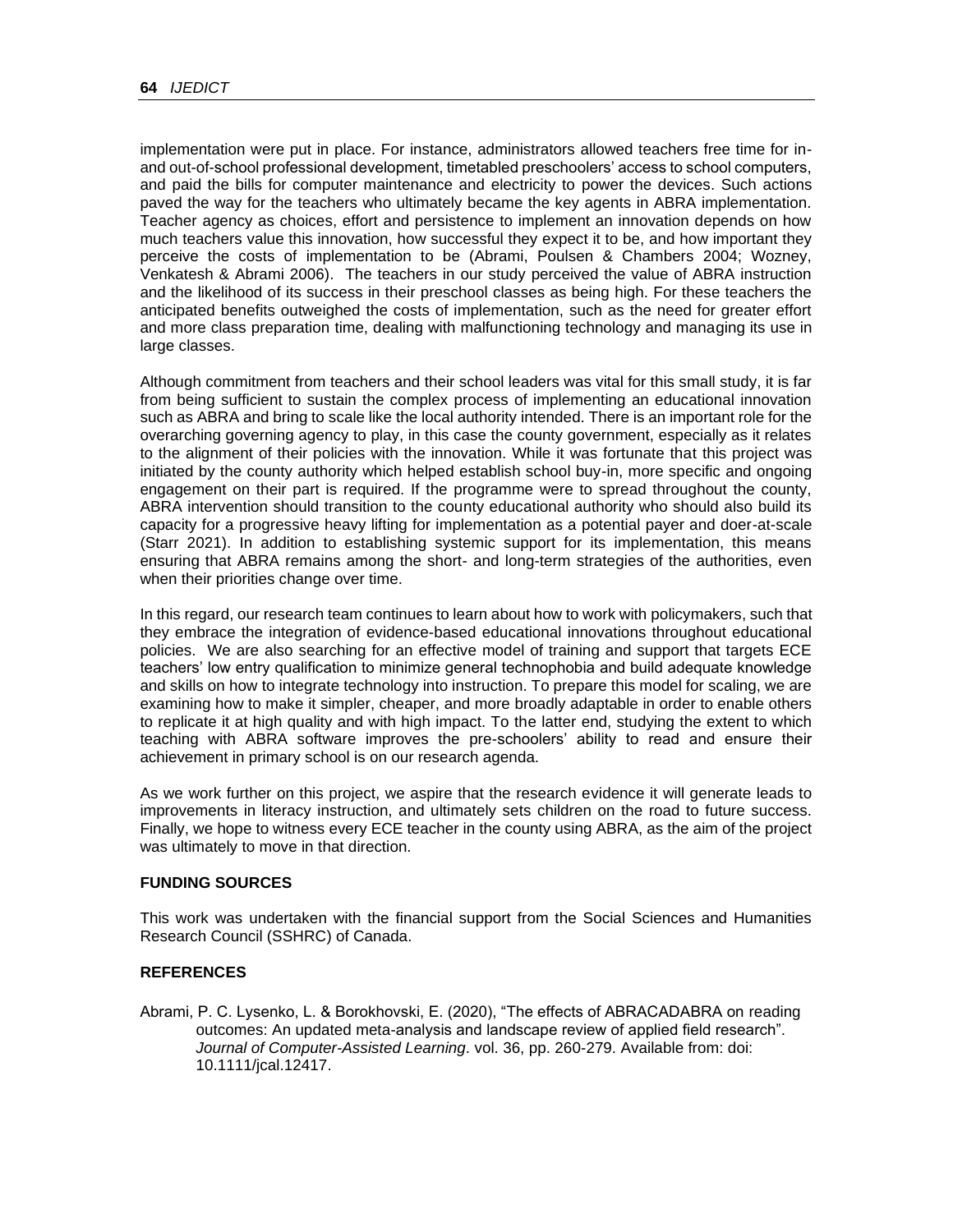implementation were put in place. For instance, administrators allowed teachers free time for in- and out-of-school professional development, timetabled preschoolers' access to school computers, and paid the bills for computer maintenance and electricity to power the devices. Such actions paved the way for the teachers who ultimately became the key agents in ABRA implementation. Teacher agency as choices, effort and persistence to implement an innovation depends on how much teachers value this innovation, how successful they expect it to be, and how important they perceive the costs of implementation to be (Abrami, Poulsen & Chambers 2004; Wozney, Venkatesh & Abrami 2006). The teachers in our study perceived the value of ABRA instruction and the likelihood of its success in their preschool classes as being high. For these teachers the anticipated benefits outweighed the costs of implementation, such as the need for greater effort and more class preparation time, dealing with malfunctioning technology and managing its use in large classes.

Although commitment from teachers and their school leaders was vital for this small study, it is far from being sufficient to sustain the complex process of implementing an educational innovation such as ABRA and bring to scale like the local authority intended. There is an important role for the overarching governing agency to play, in this case the county government, especially as it relates to the alignment of their policies with the innovation. While it was fortunate that this project was initiated by the county authority which helped establish school buy-in, more specific and ongoing engagement on their part is required. If the programme were to spread throughout the county, ABRA intervention should transition to the county educational authority who should also build its capacity for a progressive heavy lifting for implementation as a potential payer and doer-at-scale (Starr 2021). In addition to establishing systemic support for its implementation, this means ensuring that ABRA remains among the short- and long-term strategies of the authorities, even when their priorities change over time.

In this regard, our research team continues to learn about how to work with policymakers, such that they embrace the integration of evidence-based educational innovations throughout educational policies. We are also searching for an effective model of training and support that targets ECE teachers' low entry qualification to minimize general technophobia and build adequate knowledge and skills on how to integrate technology into instruction. To prepare this model for scaling, we are examining how to make it simpler, cheaper, and more broadly adaptable in order to enable others to replicate it at high quality and with high impact. To the latter end, studying the extent to which teaching with ABRA software improves the pre-schoolers' ability to read and ensure their achievement in primary school is on our research agenda.

As we work further on this project, we aspire that the research evidence it will generate leads to improvements in literacy instruction, and ultimately sets children on the road to future success. Finally, we hope to witness every ECE teacher in the county using ABRA, as the aim of the project was ultimately to move in that direction.

## FUNDING SOURCES

This work was undertaken with the financial support from the Social Sciences and Humanities Research Council (SSHRC) of Canada.

## REFERENCES

Abrami, P. C. Lysenko, L. & Borokhovski, E. (2020), "The effects of ABRACADABRA on reading outcomes: An updated meta-analysis and landscape review of applied field research". *Journal of Computer-Assisted Learning*. vol. 36, pp. 260-279. Available from: doi: 10.1111/jcal.12417.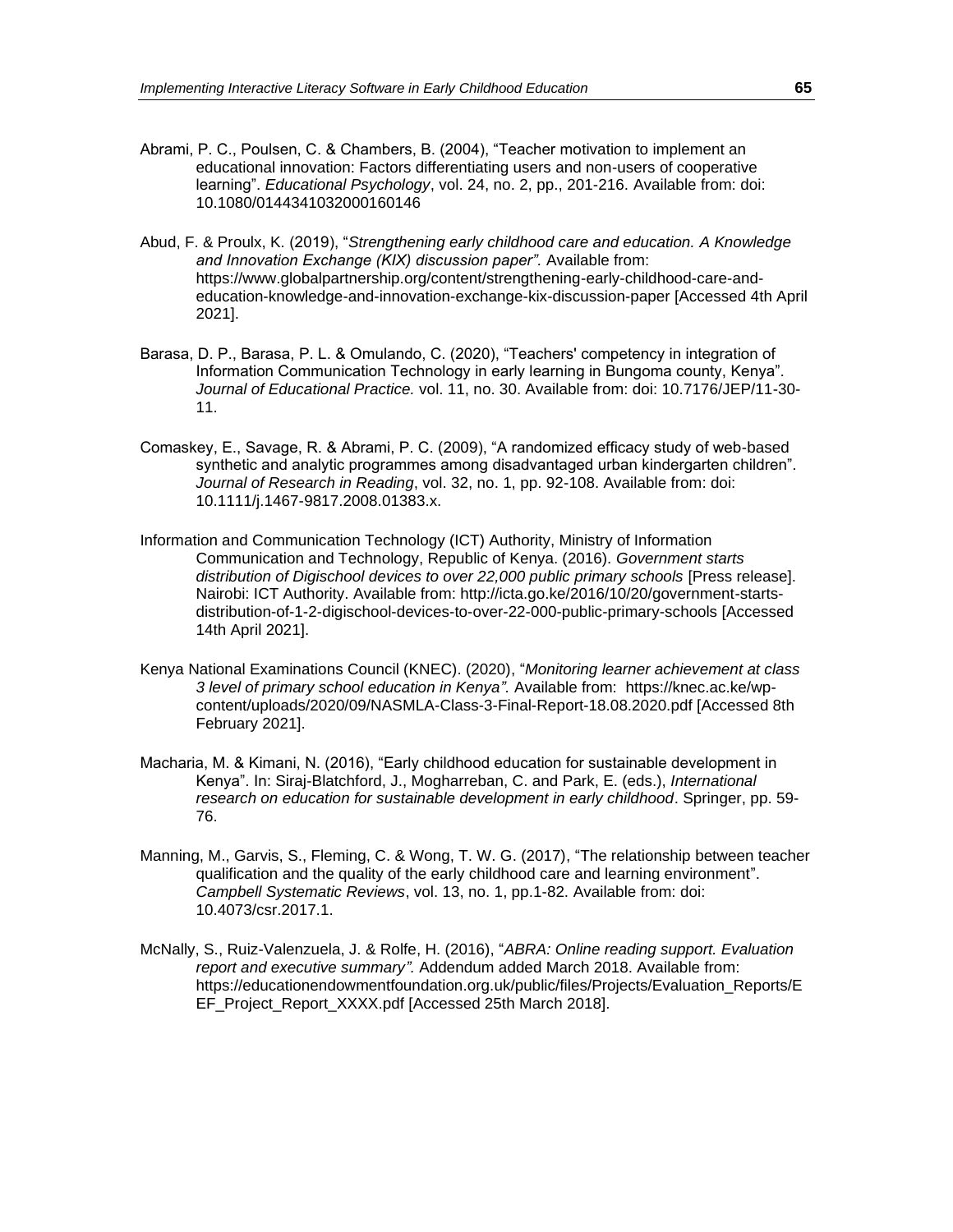Abrami, P. C., Poulsen, C. & Chambers, B. (2004), "Teacher motivation to implement an educational innovation: Factors differentiating users and non-users of cooperative learning". *Educational Psychology*, vol. 24, no. 2, pp., 201-216. Available from: doi: 10.1080/0144341032000160146

Abud, F. & Proulx, K. (2019), "*Strengthening early childhood care and education. A Knowledge and Innovation Exchange (KIX) discussion paper".* Available from: https://www.globalpartnership.org/content/strengthening-early-childhood-care-and-education-knowledge-and-innovation-exchange-kix-discussion-paper [Accessed 4th April 2021].

Barasa, D. P., Barasa, P. L. & Omulando, C. (2020), "Teachers' competency in integration of Information Communication Technology in early learning in Bungoma county, Kenya". *Journal of Educational Practice.* vol. 11, no. 30. Available from: doi: 10.7176/JEP/11-30-11.

Comaskey, E., Savage, R. & Abrami, P. C. (2009), "A randomized efficacy study of web-based synthetic and analytic programmes among disadvantaged urban kindergarten children". *Journal of Research in Reading*, vol. 32, no. 1, pp. 92-108. Available from: doi: 10.1111/j.1467-9817.2008.01383.x.

Information and Communication Technology (ICT) Authority, Ministry of Information Communication and Technology, Republic of Kenya. (2016). *Government starts distribution of Digischool devices to over 22,000 public primary schools* [Press release]. Nairobi: ICT Authority. Available from: http://icta.go.ke/2016/10/20/government-starts-distribution-of-1-2-digischool-devices-to-over-22-000-public-primary-schools [Accessed 14th April 2021].

Kenya National Examinations Council (KNEC). (2020), "*Monitoring learner achievement at class 3 level of primary school education in Kenya".* Available from: https://knec.ac.ke/wp-content/uploads/2020/09/NASMLA-Class-3-Final-Report-18.08.2020.pdf [Accessed 8th February 2021].

Macharia, M. & Kimani, N. (2016), "Early childhood education for sustainable development in Kenya". In: Siraj-Blatchford, J., Mogharreban, C. and Park, E. (eds.), *International research on education for sustainable development in early childhood*. Springer, pp. 59-76.

Manning, M., Garvis, S., Fleming, C. & Wong, T. W. G. (2017), "The relationship between teacher qualification and the quality of the early childhood care and learning environment". *Campbell Systematic Reviews*, vol. 13, no. 1, pp.1-82. Available from: doi: 10.4073/csr.2017.1.

McNally, S., Ruiz-Valenzuela, J. & Rolfe, H. (2016), "*ABRA: Online reading support. Evaluation report and executive summary".* Addendum added March 2018. Available from: https://educationendowmentfoundation.org.uk/public/files/Projects/Evaluation_Reports/EEF_Project_Report_XXXX.pdf [Accessed 25th March 2018].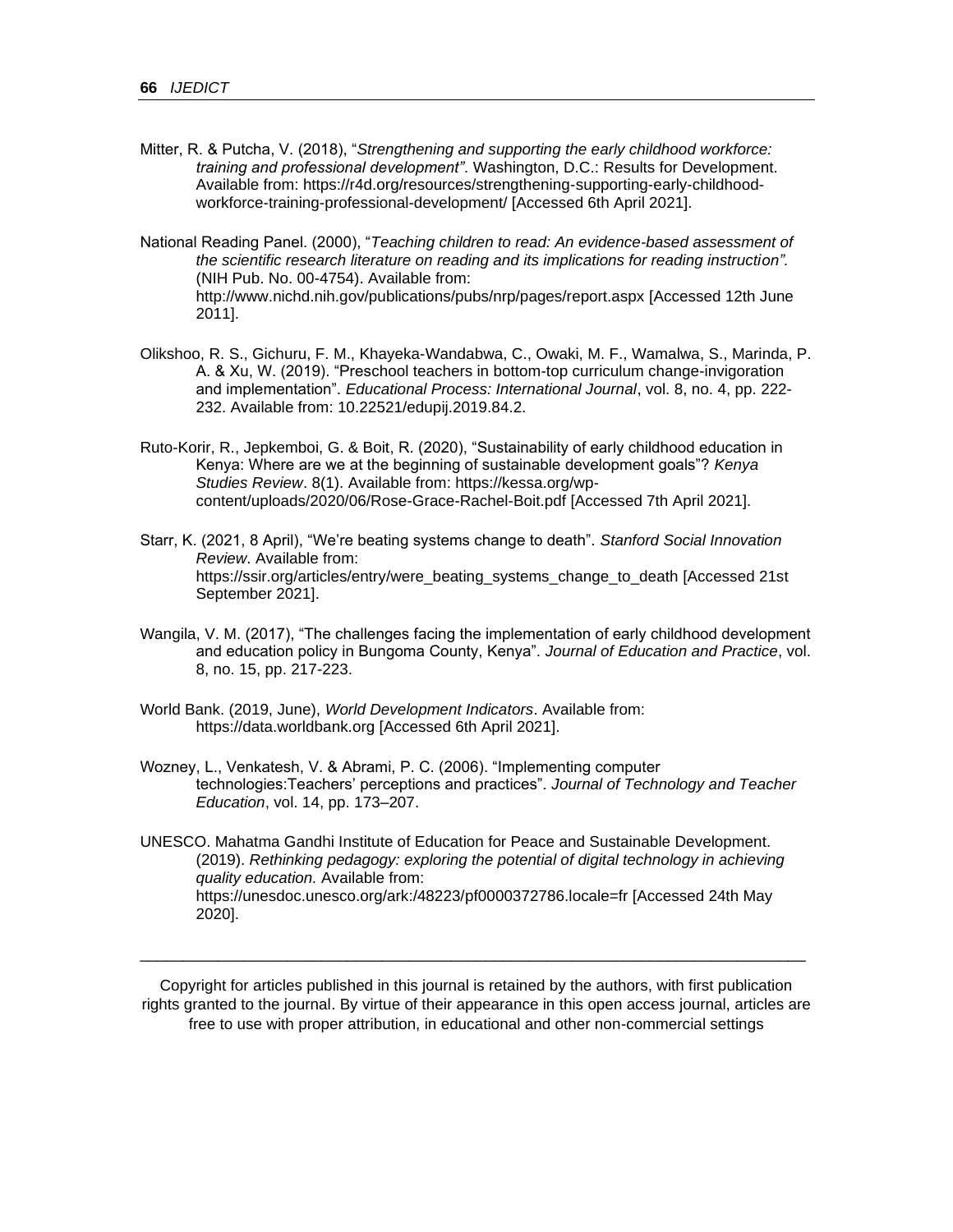Mitter, R. & Putcha, V. (2018), "*Strengthening and supporting the early childhood workforce: training and professional development*". Washington, D.C.: Results for Development. Available from: https://r4d.org/resources/strengthening-supporting-early-childhood-workforce-training-professional-development/ [Accessed 6th April 2021].

National Reading Panel. (2000), "*Teaching children to read: An evidence-based assessment of the scientific research literature on reading and its implications for reading instruction".* (NIH Pub. No. 00-4754). Available from: http://www.nichd.nih.gov/publications/pubs/nrp/pages/report.aspx [Accessed 12th June 2011].

Olikshoo, R. S., Gichuru, F. M., Khayeka-Wandabwa, C., Owaki, M. F., Wamalwa, S., Marinda, P. A. & Xu, W. (2019). "Preschool teachers in bottom-top curriculum change-invigoration and implementation". *Educational Process: International Journal*, vol. 8, no. 4, pp. 222-232. Available from: 10.22521/edupij.2019.84.2.

Ruto-Korir, R., Jepkemboi, G. & Boit, R. (2020), "Sustainability of early childhood education in Kenya: Where are we at the beginning of sustainable development goals"? *Kenya Studies Review*. 8(1). Available from: https://kessa.org/wp-content/uploads/2020/06/Rose-Grace-Rachel-Boit.pdf [Accessed 7th April 2021].

Starr, K. (2021, 8 April), "We're beating systems change to death". *Stanford Social Innovation Review*. Available from: https://ssir.org/articles/entry/were_beating_systems_change_to_death [Accessed 21st September 2021].

Wangila, V. M. (2017), "The challenges facing the implementation of early childhood development and education policy in Bungoma County, Kenya". *Journal of Education and Practice*, vol. 8, no. 15, pp. 217-223.

World Bank. (2019, June), *World Development Indicators*. Available from: https://data.worldbank.org [Accessed 6th April 2021].

Wozney, L., Venkatesh, V. & Abrami, P. C. (2006). "Implementing computer technologies:Teachers' perceptions and practices". *Journal of Technology and Teacher Education*, vol. 14, pp. 173–207.

UNESCO. Mahatma Gandhi Institute of Education for Peace and Sustainable Development. (2019). *Rethinking pedagogy: exploring the potential of digital technology in achieving quality education.* Available from: https://unesdoc.unesco.org/ark:/48223/pf0000372786.locale=fr [Accessed 24th May 2020].

---

Copyright for articles published in this journal is retained by the authors, with first publication rights granted to the journal. By virtue of their appearance in this open access journal, articles are free to use with proper attribution, in educational and other non-commercial settings